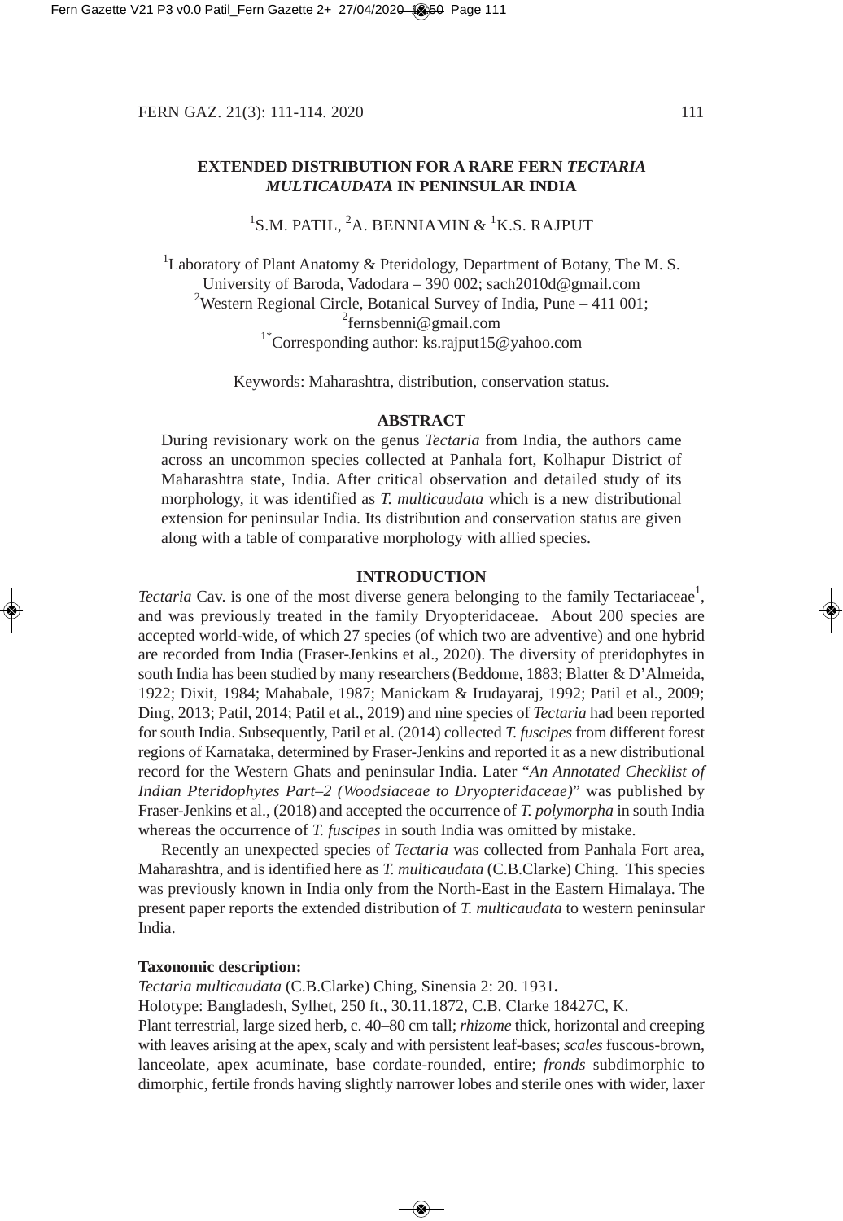# EXTENDED DISTRIBUTION FOR A RARE FERN *TECTARIA MULTICAUDATA* IN PENINSULAR INDIA

[1]S.M. PATIL, [2]A. BENNIAMIN & [1]K.S. RAJPUT

[1]Laboratory of Plant Anatomy & Pteridology, Department of Botany, The M. S. University of Baroda, Vadodara – 390 002; sach2010d@gmail.com
[2]Western Regional Circle, Botanical Survey of India, Pune – 411 001;
[2]fernsbenni@gmail.com
[1*]Corresponding author: ks.rajput15@yahoo.com

Keywords: Maharashtra, distribution, conservation status.

## ABSTRACT

During revisionary work on the genus *Tectaria* from India, the authors came across an uncommon species collected at Panhala fort, Kolhapur District of Maharashtra state, India. After critical observation and detailed study of its morphology, it was identified as *T. multicaudata* which is a new distributional extension for peninsular India. Its distribution and conservation status are given along with a table of comparative morphology with allied species.

## INTRODUCTION

*Tectaria* Cav. is one of the most diverse genera belonging to the family Tectariaceae[1], and was previously treated in the family Dryopteridaceae. About 200 species are accepted world-wide, of which 27 species (of which two are adventive) and one hybrid are recorded from India (Fraser-Jenkins et al., 2020). The diversity of pteridophytes in south India has been studied by many researchers (Beddome, 1883; Blatter & D'Almeida, 1922; Dixit, 1984; Mahabale, 1987; Manickam & Irudayaraj, 1992; Patil et al., 2009; Ding, 2013; Patil, 2014; Patil et al., 2019) and nine species of *Tectaria* had been reported for south India. Subsequently, Patil et al. (2014) collected *T. fuscipes* from different forest regions of Karnataka, determined by Fraser-Jenkins and reported it as a new distributional record for the Western Ghats and peninsular India. Later "*An Annotated Checklist of Indian Pteridophytes Part–2 (Woodsiaceae to Dryopteridaceae)*" was published by Fraser-Jenkins et al., (2018) and accepted the occurrence of *T. polymorpha* in south India whereas the occurrence of *T. fuscipes* in south India was omitted by mistake.

Recently an unexpected species of *Tectaria* was collected from Panhala Fort area, Maharashtra, and is identified here as *T. multicaudata* (C.B.Clarke) Ching. This species was previously known in India only from the North-East in the Eastern Himalaya. The present paper reports the extended distribution of *T. multicaudata* to western peninsular India.

**Taxonomic description:**

*Tectaria multicaudata* (C.B.Clarke) Ching, Sinensia 2: 20. 1931**.**

Holotype: Bangladesh, Sylhet, 250 ft., 30.11.1872, C.B. Clarke 18427C, K.

Plant terrestrial, large sized herb, c. 40–80 cm tall; *rhizome* thick, horizontal and creeping with leaves arising at the apex, scaly and with persistent leaf-bases; *scales* fuscous-brown, lanceolate, apex acuminate, base cordate-rounded, entire; *fronds* subdimorphic to dimorphic, fertile fronds having slightly narrower lobes and sterile ones with wider, laxer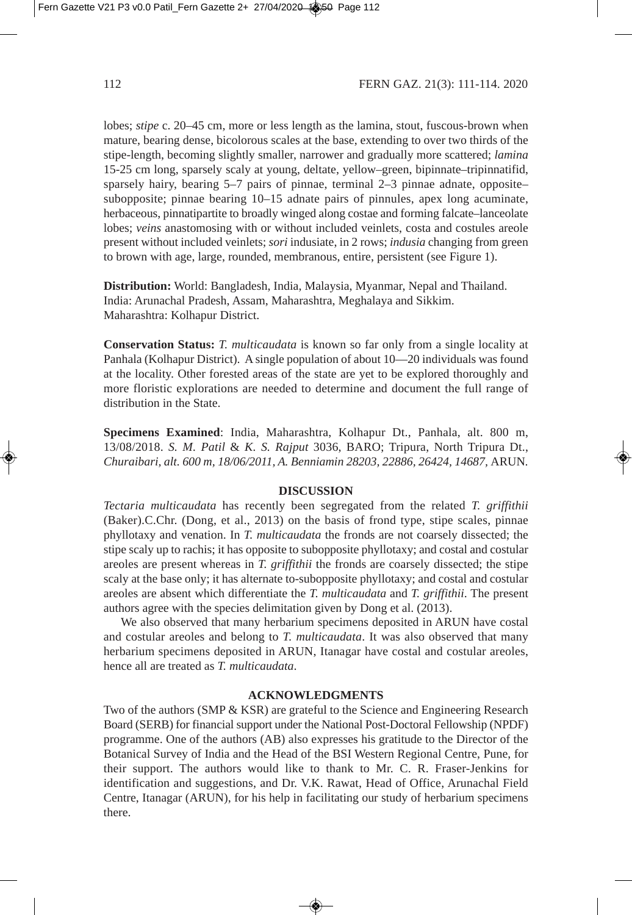lobes; *stipe* c. 20–45 cm, more or less length as the lamina, stout, fuscous-brown when mature, bearing dense, bicolorous scales at the base, extending to over two thirds of the stipe-length, becoming slightly smaller, narrower and gradually more scattered; *lamina* 15-25 cm long, sparsely scaly at young, deltate, yellow–green, bipinnate–tripinnatifid, sparsely hairy, bearing 5–7 pairs of pinnae, terminal 2–3 pinnae adnate, opposite–subopposite; pinnae bearing 10–15 adnate pairs of pinnules, apex long acuminate, herbaceous, pinnatipartite to broadly winged along costae and forming falcate–lanceolate lobes; *veins* anastomosing with or without included veinlets, costa and costules areole present without included veinlets; *sori* indusiate, in 2 rows; *indusia* changing from green to brown with age, large, rounded, membranous, entire, persistent (see Figure 1).

**Distribution:** World: Bangladesh, India, Malaysia, Myanmar, Nepal and Thailand.
India: Arunachal Pradesh, Assam, Maharashtra, Meghalaya and Sikkim.
Maharashtra: Kolhapur District.

**Conservation Status:** *T. multicaudata* is known so far only from a single locality at Panhala (Kolhapur District). A single population of about 10—20 individuals was found at the locality. Other forested areas of the state are yet to be explored thoroughly and more floristic explorations are needed to determine and document the full range of distribution in the State.

**Specimens Examined**: India, Maharashtra, Kolhapur Dt., Panhala, alt. 800 m, 13/08/2018. *S. M. Patil* & *K. S. Rajput* 3036, BARO; Tripura, North Tripura Dt., *Churaibari, alt. 600 m, 18/06/2011, A. Benniamin 28203, 22886, 26424, 14687*, ARUN.

## DISCUSSION

*Tectaria multicaudata* has recently been segregated from the related *T. griffithii* (Baker).C.Chr. (Dong, et al., 2013) on the basis of frond type, stipe scales, pinnae phyllotaxy and venation. In *T. multicaudata* the fronds are not coarsely dissected; the stipe scaly up to rachis; it has opposite to subopposite phyllotaxy; and costal and costular areoles are present whereas in *T. griffithii* the fronds are coarsely dissected; the stipe scaly at the base only; it has alternate to-subopposite phyllotaxy; and costal and costular areoles are absent which differentiate the *T. multicaudata* and *T. griffithii*. The present authors agree with the species delimitation given by Dong et al. (2013).

We also observed that many herbarium specimens deposited in ARUN have costal and costular areoles and belong to *T. multicaudata*. It was also observed that many herbarium specimens deposited in ARUN, Itanagar have costal and costular areoles, hence all are treated as *T. multicaudata*.

## ACKNOWLEDGMENTS

Two of the authors (SMP & KSR) are grateful to the Science and Engineering Research Board (SERB) for financial support under the National Post-Doctoral Fellowship (NPDF) programme. One of the authors (AB) also expresses his gratitude to the Director of the Botanical Survey of India and the Head of the BSI Western Regional Centre, Pune, for their support. The authors would like to thank to Mr. C. R. Fraser-Jenkins for identification and suggestions, and Dr. V.K. Rawat, Head of Office, Arunachal Field Centre, Itanagar (ARUN), for his help in facilitating our study of herbarium specimens there.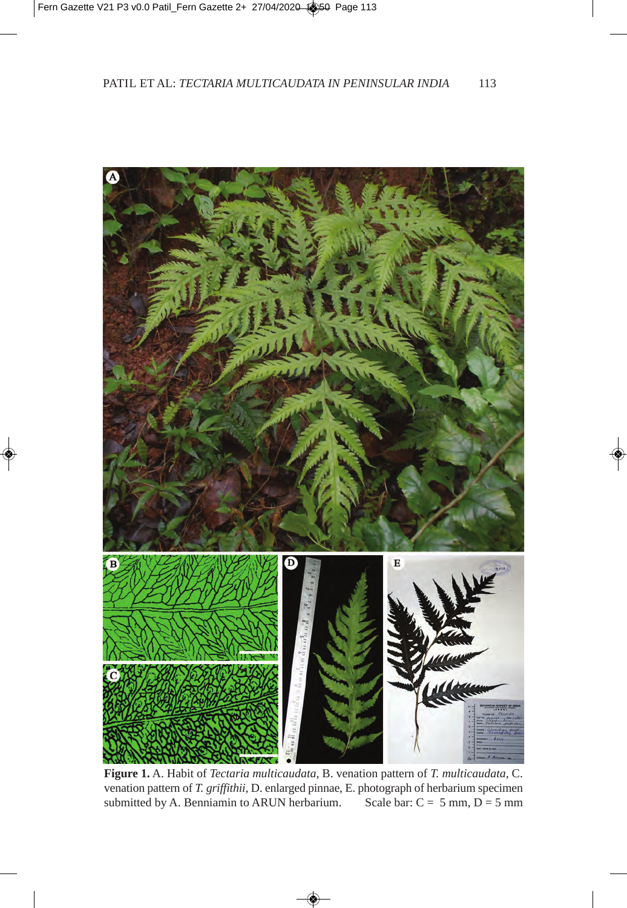**Figure 1.** A. Habit of *Tectaria multicaudata,* B. venation pattern of *T. multicaudata,* C. venation pattern of *T. griffithii,* D. enlarged pinnae, E. photograph of herbarium specimen submitted by A. Benniamin to ARUN herbarium. Scale bar: C = 5 mm, D = 5 mm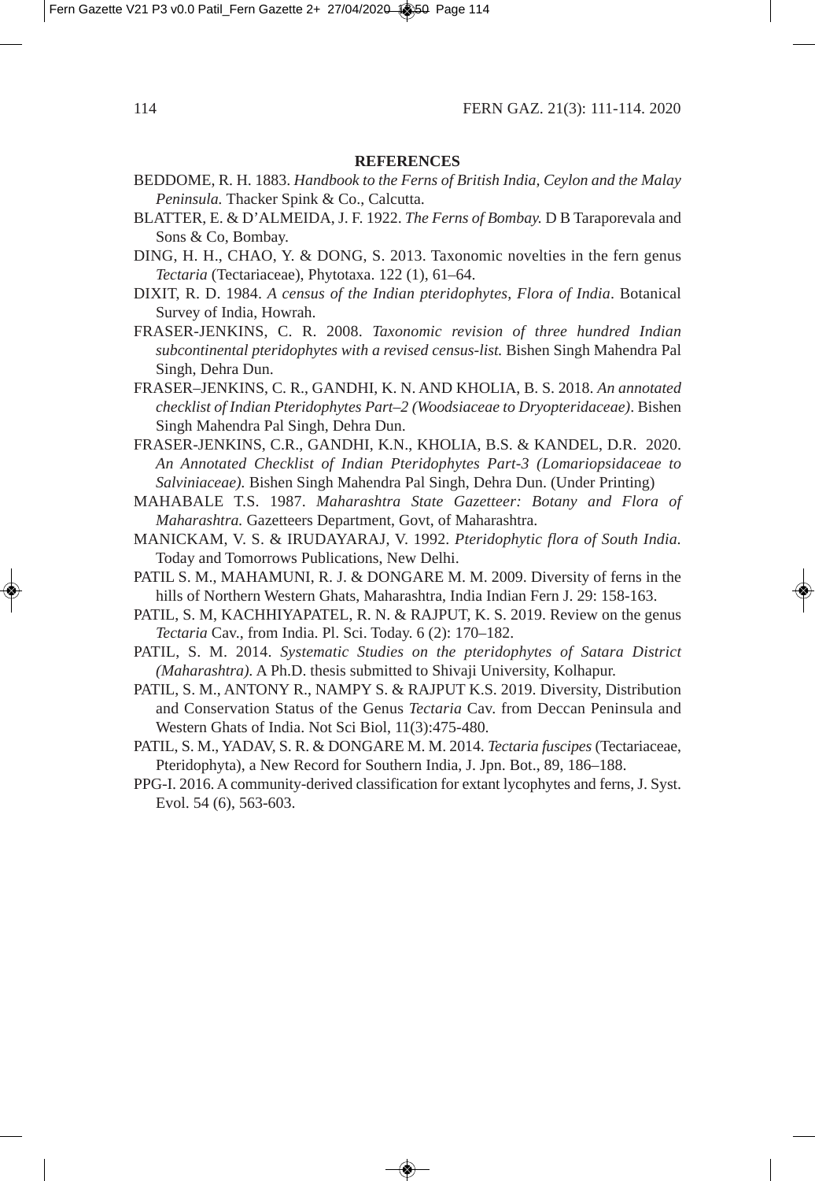## REFERENCES

BEDDOME, R. H. 1883. *Handbook to the Ferns of British India, Ceylon and the Malay Peninsula.* Thacker Spink & Co., Calcutta.

BLATTER, E. & D'ALMEIDA, J. F. 1922. *The Ferns of Bombay.* D B Taraporevala and Sons & Co, Bombay.

DING, H. H., CHAO, Y. & DONG, S. 2013. Taxonomic novelties in the fern genus *Tectaria* (Tectariaceae), Phytotaxa. 122 (1), 61–64.

DIXIT, R. D. 1984. *A census of the Indian pteridophytes, Flora of India*. Botanical Survey of India, Howrah.

FRASER-JENKINS, C. R. 2008. *Taxonomic revision of three hundred Indian subcontinental pteridophytes with a revised census-list.* Bishen Singh Mahendra Pal Singh, Dehra Dun.

FRASER–JENKINS, C. R., GANDHI, K. N. AND KHOLIA, B. S. 2018. *An annotated checklist of Indian Pteridophytes Part–2 (Woodsiaceae to Dryopteridaceae)*. Bishen Singh Mahendra Pal Singh, Dehra Dun.

FRASER-JENKINS, C.R., GANDHI, K.N., KHOLIA, B.S. & KANDEL, D.R. 2020. *An Annotated Checklist of Indian Pteridophytes Part-3 (Lomariopsidaceae to Salviniaceae).* Bishen Singh Mahendra Pal Singh, Dehra Dun. (Under Printing)

MAHABALE T.S. 1987. *Maharashtra State Gazetteer: Botany and Flora of Maharashtra.* Gazetteers Department, Govt, of Maharashtra.

MANICKAM, V. S. & IRUDAYARAJ, V. 1992. *Pteridophytic flora of South India.* Today and Tomorrows Publications, New Delhi.

PATIL S. M., MAHAMUNI, R. J. & DONGARE M. M. 2009. Diversity of ferns in the hills of Northern Western Ghats, Maharashtra, India Indian Fern J. 29: 158-163.

PATIL, S. M, KACHHIYAPATEL, R. N. & RAJPUT, K. S. 2019. Review on the genus *Tectaria* Cav., from India. Pl. Sci. Today. 6 (2): 170–182.

PATIL, S. M. 2014. *Systematic Studies on the pteridophytes of Satara District (Maharashtra)*. A Ph.D. thesis submitted to Shivaji University, Kolhapur.

PATIL, S. M., ANTONY R., NAMPY S. & RAJPUT K.S. 2019. Diversity, Distribution and Conservation Status of the Genus *Tectaria* Cav. from Deccan Peninsula and Western Ghats of India. Not Sci Biol, 11(3):475-480.

PATIL, S. M., YADAV, S. R. & DONGARE M. M. 2014. *Tectaria fuscipes* (Tectariaceae, Pteridophyta), a New Record for Southern India, J. Jpn. Bot., 89, 186–188.

PPG-I. 2016. A community-derived classification for extant lycophytes and ferns, J. Syst. Evol. 54 (6), 563-603.